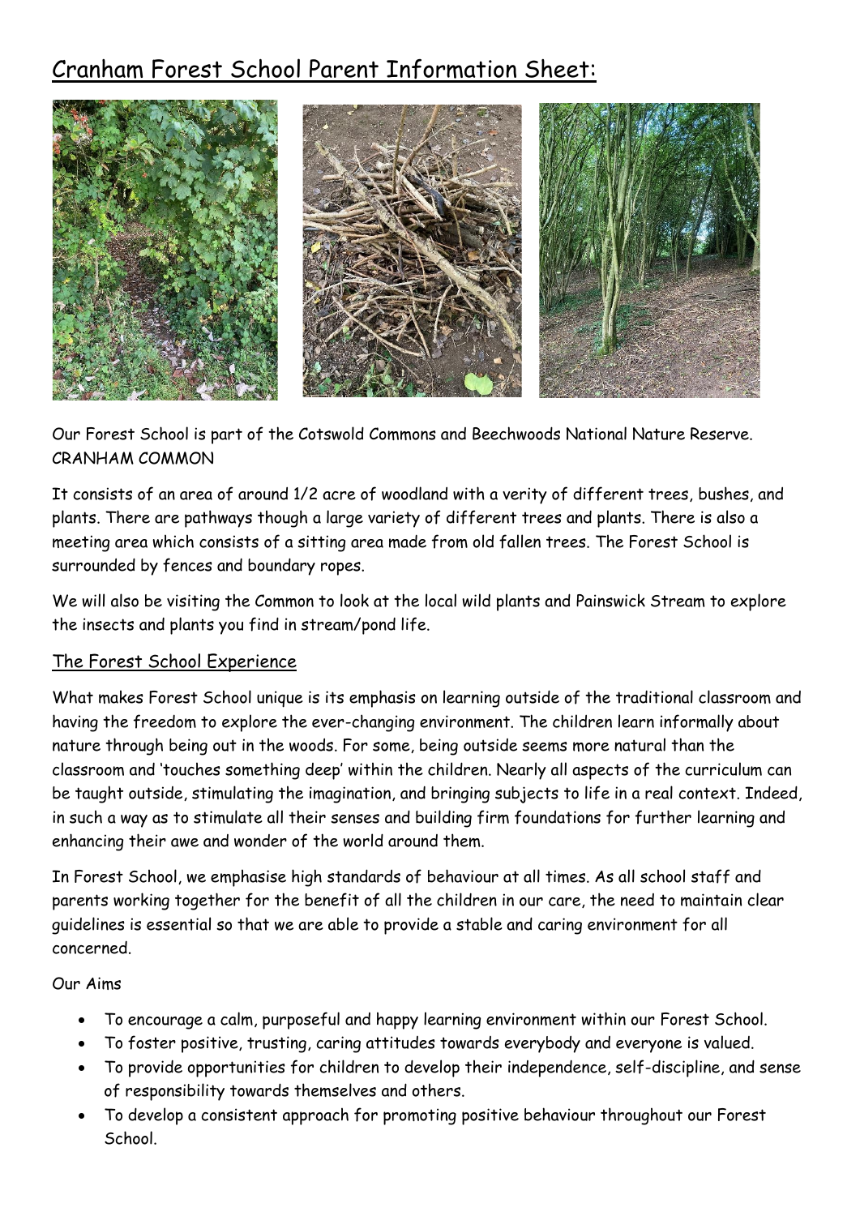# Cranham Forest School Parent Information Sheet:

Our Forest School is part of the Cotswold Commons and Beechwoods National Nature Reserve. CRANHAM COMMON

It consists of an area of around 1/2 acre of woodland with a verity of different trees, bushes, and plants. There are pathways though a large variety of different trees and plants. There is also a meeting area which consists of a sitting area made from old fallen trees. The Forest School is surrounded by fences and boundary ropes.

We will also be visiting the Common to look at the local wild plants and Painswick Stream to explore the insects and plants you find in stream/pond life.

## The Forest School Experience

What makes Forest School unique is its emphasis on learning outside of the traditional classroom and having the freedom to explore the ever-changing environment. The children learn informally about nature through being out in the woods. For some, being outside seems more natural than the classroom and 'touches something deep' within the children. Nearly all aspects of the curriculum can be taught outside, stimulating the imagination, and bringing subjects to life in a real context. Indeed, in such a way as to stimulate all their senses and building firm foundations for further learning and enhancing their awe and wonder of the world around them.

In Forest School, we emphasise high standards of behaviour at all times. As all school staff and parents working together for the benefit of all the children in our care, the need to maintain clear guidelines is essential so that we are able to provide a stable and caring environment for all concerned.

Our Aims

- To encourage a calm, purposeful and happy learning environment within our Forest School.
- To foster positive, trusting, caring attitudes towards everybody and everyone is valued.
- To provide opportunities for children to develop their independence, self-discipline, and sense of responsibility towards themselves and others.
- To develop a consistent approach for promoting positive behaviour throughout our Forest School.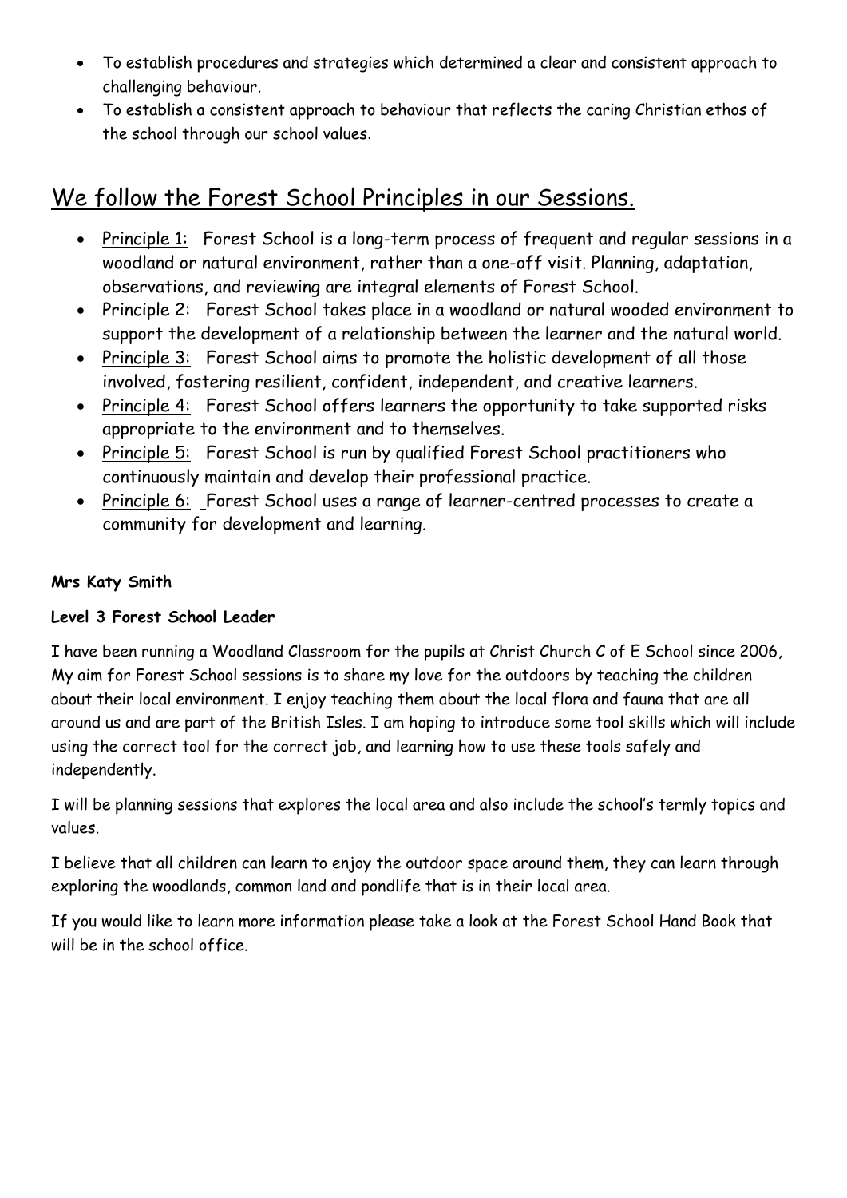- To establish procedures and strategies which determined a clear and consistent approach to challenging behaviour.
- To establish a consistent approach to behaviour that reflects the caring Christian ethos of the school through our school values.

## We follow the Forest School Principles in our Sessions.

- Principle 1: Forest School is a long-term process of frequent and regular sessions in a woodland or natural environment, rather than a one-off visit. Planning, adaptation, observations, and reviewing are integral elements of Forest School.
- Principle 2: Forest School takes place in a woodland or natural wooded environment to support the development of a relationship between the learner and the natural world.
- Principle 3: Forest School aims to promote the holistic development of all those involved, fostering resilient, confident, independent, and creative learners.
- Principle 4: Forest School offers learners the opportunity to take supported risks appropriate to the environment and to themselves.
- Principle 5: Forest School is run by qualified Forest School practitioners who continuously maintain and develop their professional practice.
- Principle 6: Forest School uses a range of learner-centred processes to create a community for development and learning.

**Mrs Katy Smith**

**Level 3 Forest School Leader**

I have been running a Woodland Classroom for the pupils at Christ Church C of E School since 2006, My aim for Forest School sessions is to share my love for the outdoors by teaching the children about their local environment. I enjoy teaching them about the local flora and fauna that are all around us and are part of the British Isles. I am hoping to introduce some tool skills which will include using the correct tool for the correct job, and learning how to use these tools safely and independently.

I will be planning sessions that explores the local area and also include the school's termly topics and values.

I believe that all children can learn to enjoy the outdoor space around them, they can learn through exploring the woodlands, common land and pondlife that is in their local area.

If you would like to learn more information please take a look at the Forest School Hand Book that will be in the school office.